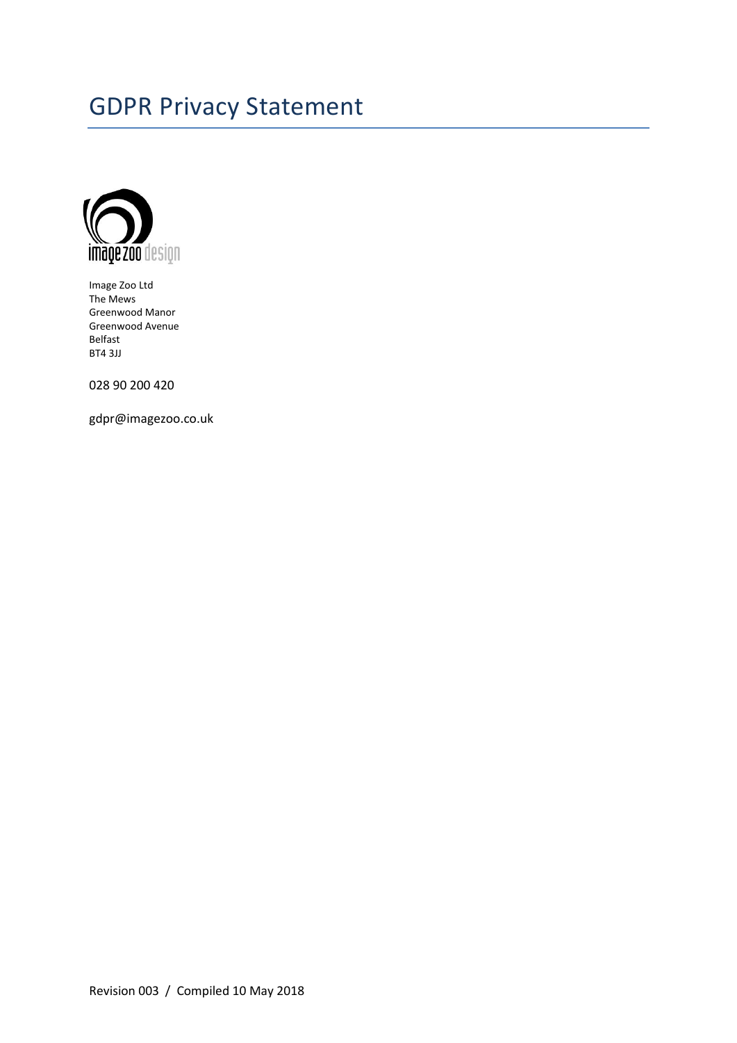# GDPR Privacy Statement

Image Zoo Ltd
The Mews
Greenwood Manor
Greenwood Avenue
Belfast
BT4 3JJ

028 90 200 420

gdpr@imagezoo.co.uk

Revision 003 / Compiled 10 May 2018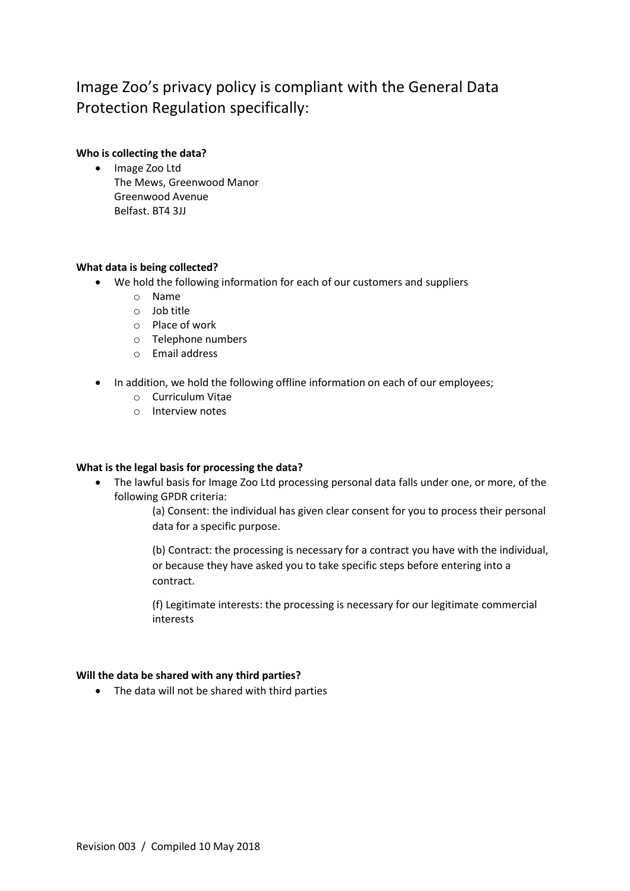# Image Zoo's privacy policy is compliant with the General Data Protection Regulation specifically:

**Who is collecting the data?**

- Image Zoo Ltd
  The Mews, Greenwood Manor
  Greenwood Avenue
  Belfast. BT4 3JJ

**What data is being collected?**

- We hold the following information for each of our customers and suppliers
  - Name
  - Job title
  - Place of work
  - Telephone numbers
  - Email address
- In addition, we hold the following offline information on each of our employees;
  - Curriculum Vitae
  - Interview notes

**What is the legal basis for processing the data?**

- The lawful basis for Image Zoo Ltd processing personal data falls under one, or more, of the following GPDR criteria:

  (a) Consent: the individual has given clear consent for you to process their personal data for a specific purpose.

  (b) Contract: the processing is necessary for a contract you have with the individual, or because they have asked you to take specific steps before entering into a contract.

  (f) Legitimate interests: the processing is necessary for our legitimate commercial interests

**Will the data be shared with any third parties?**

- The data will not be shared with third parties

Revision 003 / Compiled 10 May 2018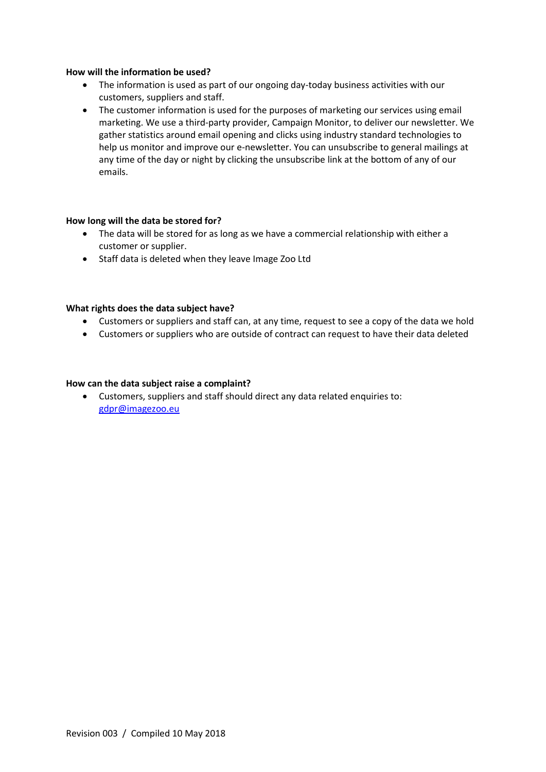**How will the information be used?**

- The information is used as part of our ongoing day-today business activities with our customers, suppliers and staff.
- The customer information is used for the purposes of marketing our services using email marketing. We use a third-party provider, Campaign Monitor, to deliver our newsletter. We gather statistics around email opening and clicks using industry standard technologies to help us monitor and improve our e-newsletter. You can unsubscribe to general mailings at any time of the day or night by clicking the unsubscribe link at the bottom of any of our emails.

**How long will the data be stored for?**

- The data will be stored for as long as we have a commercial relationship with either a customer or supplier.
- Staff data is deleted when they leave Image Zoo Ltd

**What rights does the data subject have?**

- Customers or suppliers and staff can, at any time, request to see a copy of the data we hold
- Customers or suppliers who are outside of contract can request to have their data deleted

**How can the data subject raise a complaint?**

- Customers, suppliers and staff should direct any data related enquiries to: gdpr@imagezoo.eu

Revision 003 / Compiled 10 May 2018